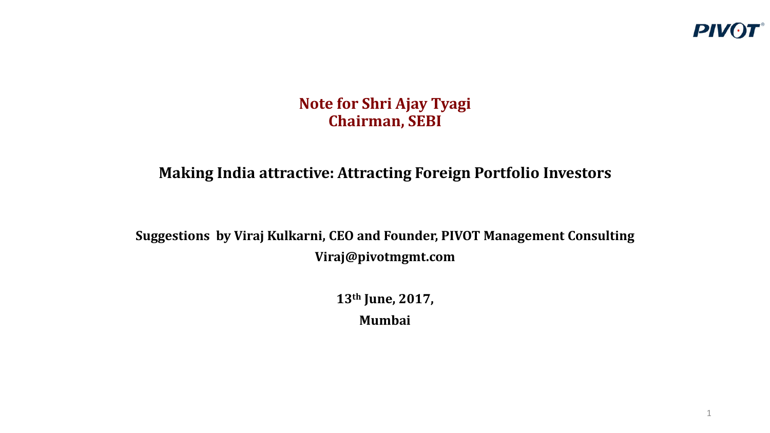PIVOT

**Note for Shri Ajay Tyagi**
**Chairman, SEBI**

# Making India attractive: Attracting Foreign Portfolio Investors

**Suggestions by Viraj Kulkarni, CEO and Founder, PIVOT Management Consulting**

**Viraj@pivotmgmt.com**

**13th June, 2017,**

**Mumbai**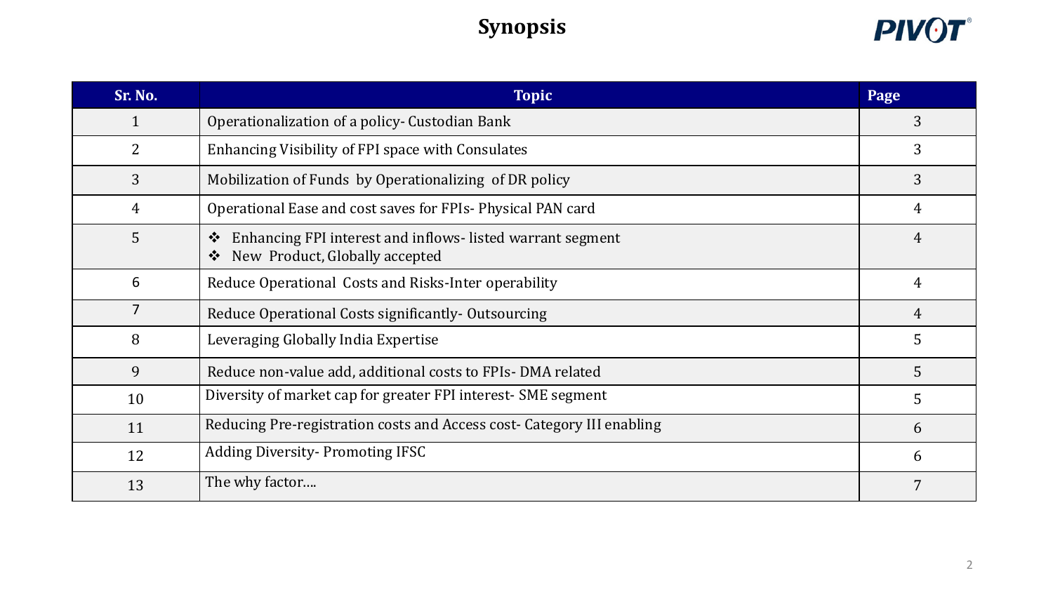# Synopsis

| Sr. No. | Topic | Page |
|---|---|---|
| 1 | Operationalization of a policy- Custodian Bank | 3 |
| 2 | Enhancing Visibility of FPI space with Consulates | 3 |
| 3 | Mobilization of Funds by Operationalizing of DR policy | 3 |
| 4 | Operational Ease and cost saves for FPIs- Physical PAN card | 4 |
| 5 | ❖ Enhancing FPI interest and inflows- listed warrant segment<br>❖ New Product, Globally accepted | 4 |
| 6 | Reduce Operational Costs and Risks-Inter operability | 4 |
| 7 | Reduce Operational Costs significantly- Outsourcing | 4 |
| 8 | Leveraging Globally India Expertise | 5 |
| 9 | Reduce non-value add, additional costs to FPIs- DMA related | 5 |
| 10 | Diversity of market cap for greater FPI interest- SME segment | 5 |
| 11 | Reducing Pre-registration costs and Access cost- Category III enabling | 6 |
| 12 | Adding Diversity- Promoting IFSC | 6 |
| 13 | The why factor…. | 7 |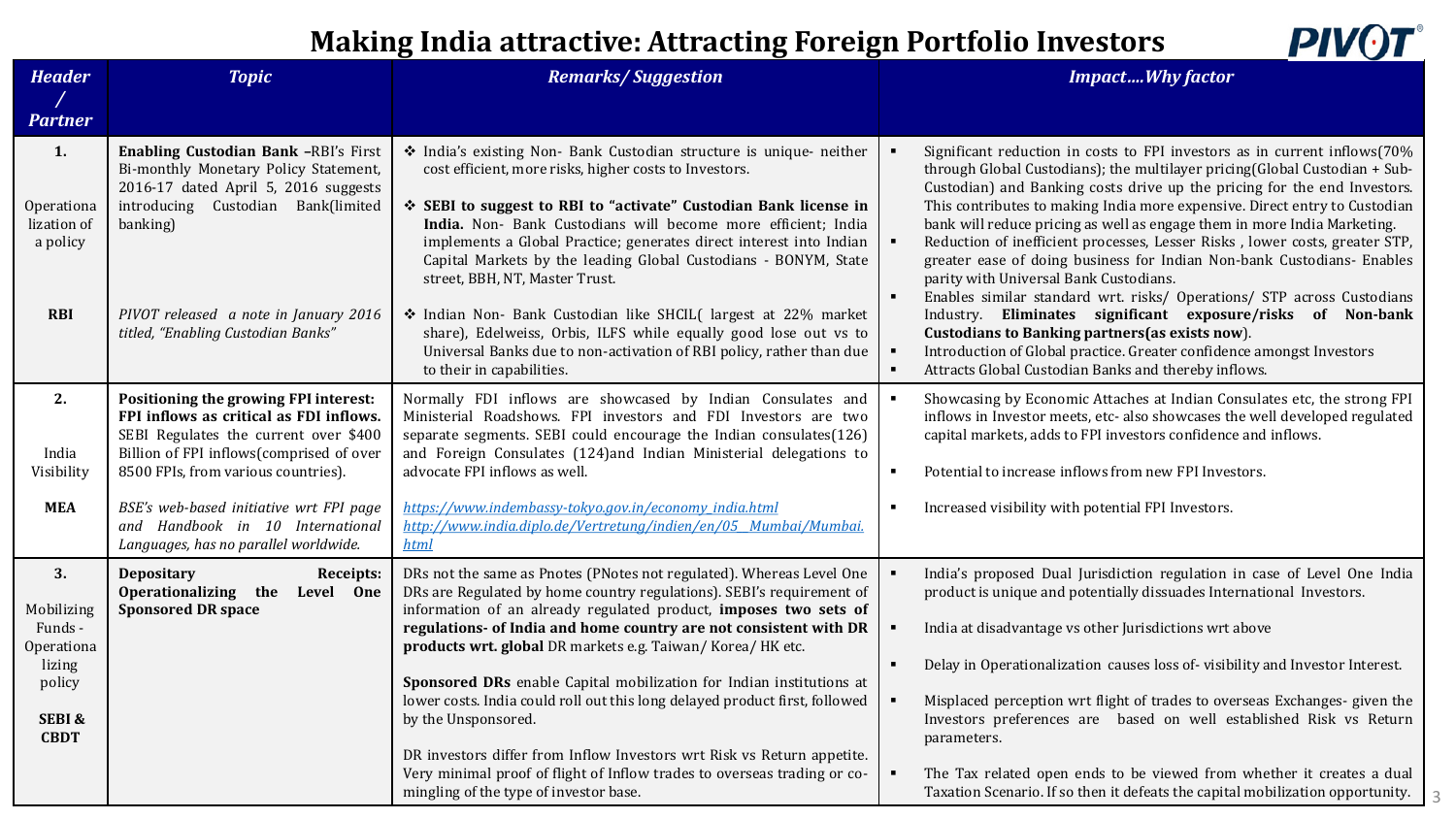# Making India attractive: Attracting Foreign Portfolio Investors

| *Header / Partner* | *Topic* | *Remarks/ Suggestion* | *Impact….Why factor* |
|---|---|---|---|
| **1.**<br><br>Operationalization of a policy<br><br>**RBI** | **Enabling Custodian Bank** –RBI's First Bi-monthly Monetary Policy Statement, 2016-17 dated April 5, 2016 suggests introducing Custodian Bank(limited banking)<br><br>*PIVOT released a note in January 2016 titled, "Enabling Custodian Banks"* | ❖ India's existing Non- Bank Custodian structure is unique- neither cost efficient, more risks, higher costs to Investors.<br><br>❖ **SEBI to suggest to RBI to "activate" Custodian Bank license in India.** Non- Bank Custodians will become more efficient; India implements a Global Practice; generates direct interest into Indian Capital Markets by the leading Global Custodians - BONYM, State street, BBH, NT, Master Trust.<br><br>❖ Indian Non- Bank Custodian like SHCIL( largest at 22% market share), Edelweiss, Orbis, ILFS while equally good lose out vs to Universal Banks due to non-activation of RBI policy, rather than due to their in capabilities. | ▪ Significant reduction in costs to FPI investors as in current inflows(70% through Global Custodians); the multilayer pricing(Global Custodian + Sub-Custodian) and Banking costs drive up the pricing for the end Investors. This contributes to making India more expensive. Direct entry to Custodian bank will reduce pricing as well as engage them in more India Marketing.<br>▪ Reduction of inefficient processes, Lesser Risks , lower costs, greater STP, greater ease of doing business for Indian Non-bank Custodians- Enables parity with Universal Bank Custodians.<br>▪ Enables similar standard wrt. risks/ Operations/ STP across Custodians Industry. **Eliminates significant exposure/risks of Non-bank Custodians to Banking partners(as exists now**).<br>▪ Introduction of Global practice. Greater confidence amongst Investors<br>▪ Attracts Global Custodian Banks and thereby inflows. |
| **2.**<br><br>India Visibility<br><br>**MEA** | **Positioning the growing FPI interest: FPI inflows as critical as FDI inflows.** SEBI Regulates the current over $400 Billion of FPI inflows(comprised of over 8500 FPIs, from various countries).<br><br>*BSE's web-based initiative wrt FPI page and Handbook in 10 International Languages, has no parallel worldwide.* | Normally FDI inflows are showcased by Indian Consulates and Ministerial Roadshows. FPI investors and FDI Investors are two separate segments. SEBI could encourage the Indian consulates(126) and Foreign Consulates (124)and Indian Ministerial delegations to advocate FPI inflows as well.<br><br>*https://www.indembassy-tokyo.gov.in/economy_india.html*<br>*http://www.india.diplo.de/Vertretung/indien/en/05__Mumbai/Mumbai.html* | ▪ Showcasing by Economic Attaches at Indian Consulates etc, the strong FPI inflows in Investor meets, etc- also showcases the well developed regulated capital markets, adds to FPI investors confidence and inflows.<br><br>▪ Potential to increase inflows from new FPI Investors.<br><br>▪ Increased visibility with potential FPI Investors. |
| **3.**<br><br>Mobilizing Funds - Operationalizing policy<br><br>**SEBI & CBDT** | **Depositary Receipts: Operationalizing the Level One Sponsored DR space** | DRs not the same as Pnotes (PNotes not regulated). Whereas Level One DRs are Regulated by home country regulations). SEBI's requirement of information of an already regulated product, **imposes two sets of regulations- of India and home country are not consistent with DR products wrt. global** DR markets e.g. Taiwan/ Korea/ HK etc.<br><br>**Sponsored DRs** enable Capital mobilization for Indian institutions at lower costs. India could roll out this long delayed product first, followed by the Unsponsored.<br><br>DR investors differ from Inflow Investors wrt Risk vs Return appetite. Very minimal proof of flight of Inflow trades to overseas trading or co-mingling of the type of investor base. | ▪ India's proposed Dual Jurisdiction regulation in case of Level One India product is unique and potentially dissuades International Investors.<br><br>▪ India at disadvantage vs other Jurisdictions wrt above<br><br>▪ Delay in Operationalization causes loss of- visibility and Investor Interest.<br><br>▪ Misplaced perception wrt flight of trades to overseas Exchanges- given the Investors preferences are based on well established Risk vs Return parameters.<br><br>▪ The Tax related open ends to be viewed from whether it creates a dual Taxation Scenario. If so then it defeats the capital mobilization opportunity. |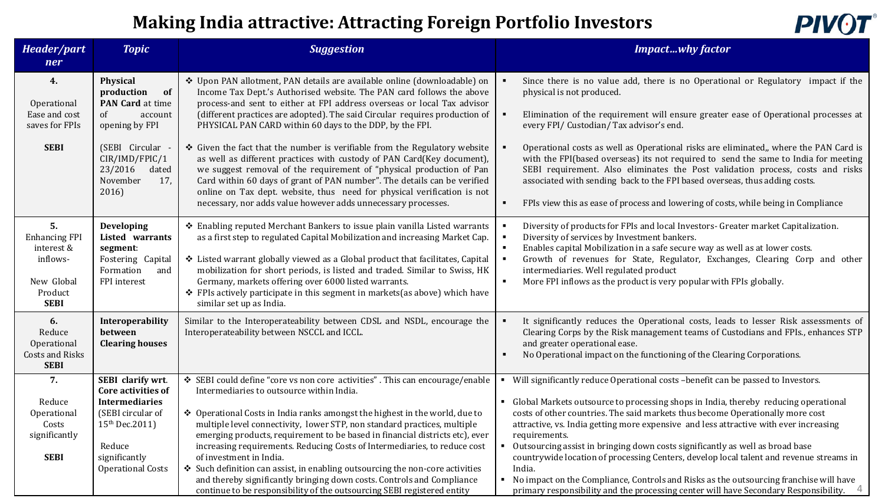# Making India attractive: Attracting Foreign Portfolio Investors

| *Header/partner* | *Topic* | *Suggestion* | *Impact…why factor* |
|---|---|---|---|
| **4.**<br>Operational Ease and cost saves for FPIs<br>**SEBI** | **Physical production of PAN Card** at time of account opening by FPI<br>(SEBI Circular - CIR/IMD/FPIC/123/2016 dated November 17, 2016) | ❖ Upon PAN allotment, PAN details are available online (downloadable) on Income Tax Dept.'s Authorised website. The PAN card follows the above process-and sent to either at FPI address overseas or local Tax advisor (different practices are adopted). The said Circular requires production of PHYSICAL PAN CARD within 60 days to the DDP, by the FPI.<br>❖ Given the fact that the number is verifiable from the Regulatory website as well as different practices with custody of PAN Card(Key document), we suggest removal of the requirement of "physical production of Pan Card within 60 days of grant of PAN number". The details can be verified online on Tax dept. website, thus need for physical verification is not necessary, nor adds value however adds unnecessary processes. | ▪ Since there is no value add, there is no Operational or Regulatory impact if the physical is not produced.<br>▪ Elimination of the requirement will ensure greater ease of Operational processes at every FPI/ Custodian/ Tax advisor's end.<br>▪ Operational costs as well as Operational risks are eliminated,, where the PAN Card is with the FPI(based overseas) its not required to send the same to India for meeting SEBI requirement. Also eliminates the Post validation process, costs and risks associated with sending back to the FPI based overseas, thus adding costs.<br>▪ FPIs view this as ease of process and lowering of costs, while being in Compliance |
| **5.**<br>Enhancing FPI interest & inflows-<br>New Global Product<br>**SEBI** | **Developing Listed warrants segment**:<br>Fostering Capital Formation and FPI interest | ❖ Enabling reputed Merchant Bankers to issue plain vanilla Listed warrants as a first step to regulated Capital Mobilization and increasing Market Cap.<br>❖ Listed warrant globally viewed as a Global product that facilitates, Capital mobilization for short periods, is listed and traded. Similar to Swiss, HK Germany, markets offering over 6000 listed warrants.<br>❖ FPIs actively participate in this segment in markets(as above) which have similar set up as India. | ▪ Diversity of products for FPIs and local Investors- Greater market Capitalization.<br>▪ Diversity of services by Investment bankers.<br>▪ Enables capital Mobilization in a safe secure way as well as at lower costs.<br>▪ Growth of revenues for State, Regulator, Exchanges, Clearing Corp and other intermediaries. Well regulated product<br>▪ More FPI inflows as the product is very popular with FPIs globally. |
| **6.**<br>Reduce Operational Costs and Risks<br>**SEBI** | **Interoperability between Clearing houses** | Similar to the Interoperateability between CDSL and NSDL, encourage the Interoperateability between NSCCL and ICCL. | ▪ It significantly reduces the Operational costs, leads to lesser Risk assessments of Clearing Corps by the Risk management teams of Custodians and FPIs., enhances STP and greater operational ease.<br>▪ No Operational impact on the functioning of the Clearing Corporations. |
| **7.**<br>Reduce Operational Costs significantly<br>**SEBI** | **SEBI clarify wrt. Core activities of Intermediaries** (SEBI circular of 15th Dec.2011)<br>Reduce significantly Operational Costs | ❖ SEBI could define "core vs non core activities" . This can encourage/enable Intermediaries to outsource within India.<br>❖ Operational Costs in India ranks amongst the highest in the world, due to multiple level connectivity, lower STP, non standard practices, multiple emerging products, requirement to be based in financial districts etc), ever increasing requirements. Reducing Costs of Intermediaries, to reduce cost of investment in India.<br>❖ Such definition can assist, in enabling outsourcing the non-core activities and thereby significantly bringing down costs. Controls and Compliance continue to be responsibility of the outsourcing SEBI registered entity | ▪ Will significantly reduce Operational costs –benefit can be passed to Investors.<br>▪ Global Markets outsource to processing shops in India, thereby reducing operational costs of other countries. The said markets thus become Operationally more cost attractive, vs. India getting more expensive and less attractive with ever increasing requirements.<br>▪ Outsourcing assist in bringing down costs significantly as well as broad base countrywide location of processing Centers, develop local talent and revenue streams in India.<br>▪ No impact on the Compliance, Controls and Risks as the outsourcing franchise will have primary responsibility and the processing center will have Secondary Responsibility. |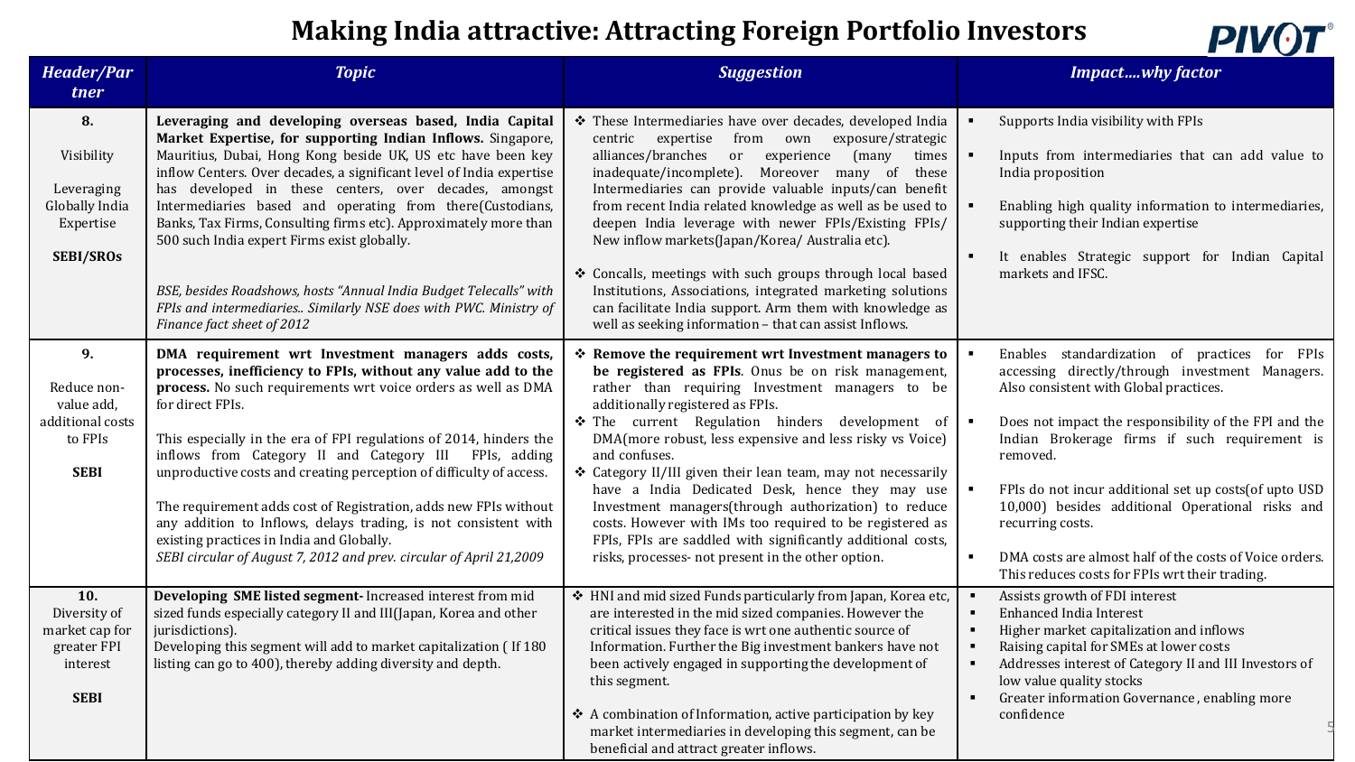# Making India attractive: Attracting Foreign Portfolio Investors

| Header/Partner | Topic | Suggestion | Impact….why factor |
|---|---|---|---|
| **8.**<br><br>Visibility<br><br>Leveraging Globally India Expertise<br><br>**SEBI/SROs** | **Leveraging and developing overseas based, India Capital Market Expertise, for supporting Indian Inflows.** Singapore, Mauritius, Dubai, Hong Kong beside UK, US etc have been key inflow Centers. Over decades, a significant level of India expertise has developed in these centers, over decades, amongst Intermediaries based and operating from there(Custodians, Banks, Tax Firms, Consulting firms etc). Approximately more than 500 such India expert Firms exist globally.<br><br>*BSE, besides Roadshows, hosts "Annual India Budget Telecalls" with FPIs and intermediaries.. Similarly NSE does with PWC. Ministry of Finance fact sheet of 2012* | ❖ These Intermediaries have over decades, developed India centric expertise from own exposure/strategic alliances/branches or experience (many times inadequate/incomplete). Moreover many of these Intermediaries can provide valuable inputs/can benefit from recent India related knowledge as well as be used to deepen India leverage with newer FPIs/Existing FPIs/ New inflow markets(Japan/Korea/ Australia etc).<br><br>❖ Concalls, meetings with such groups through local based Institutions, Associations, integrated marketing solutions can facilitate India support. Arm them with knowledge as well as seeking information – that can assist Inflows. | ▪ Supports India visibility with FPIs<br><br>▪ Inputs from intermediaries that can add value to India proposition<br><br>▪ Enabling high quality information to intermediaries, supporting their Indian expertise<br><br>▪ It enables Strategic support for Indian Capital markets and IFSC. |
| **9.**<br><br>Reduce non-value add, additional costs to FPIs<br><br>**SEBI** | **DMA requirement wrt Investment managers adds costs, processes, inefficiency to FPIs, without any value add to the process.** No such requirements wrt voice orders as well as DMA for direct FPIs.<br><br>This especially in the era of FPI regulations of 2014, hinders the inflows from Category II and Category III FPIs, adding unproductive costs and creating perception of difficulty of access.<br><br>The requirement adds cost of Registration, adds new FPIs without any addition to Inflows, delays trading, is not consistent with existing practices in India and Globally.<br>*SEBI circular of August 7, 2012 and prev. circular of April 21,2009* | ❖ **Remove the requirement wrt Investment managers to be registered as FPIs**. Onus be on risk management, rather than requiring Investment managers to be additionally registered as FPIs.<br>❖ The current Regulation hinders development of DMA(more robust, less expensive and less risky vs Voice) and confuses.<br>❖ Category II/III given their lean team, may not necessarily have a India Dedicated Desk, hence they may use Investment managers(through authorization) to reduce costs. However with IMs too required to be registered as FPIs, FPIs are saddled with significantly additional costs, risks, processes- not present in the other option. | ▪ Enables standardization of practices for FPIs accessing directly/through investment Managers. Also consistent with Global practices.<br><br>▪ Does not impact the responsibility of the FPI and the Indian Brokerage firms if such requirement is removed.<br><br>▪ FPIs do not incur additional set up costs(of upto USD 10,000) besides additional Operational risks and recurring costs.<br><br>▪ DMA costs are almost half of the costs of Voice orders. This reduces costs for FPIs wrt their trading. |
| **10.**<br>Diversity of market cap for greater FPI interest<br><br>**SEBI** | **Developing SME listed segment-** Increased interest from mid sized funds especially category II and III(Japan, Korea and other jurisdictions).<br>Developing this segment will add to market capitalization ( If 180 listing can go to 400), thereby adding diversity and depth. | ❖ HNI and mid sized Funds particularly from Japan, Korea etc, are interested in the mid sized companies. However the critical issues they face is wrt one authentic source of Information. Further the Big investment bankers have not been actively engaged in supporting the development of this segment.<br><br>❖ A combination of Information, active participation by key market intermediaries in developing this segment, can be beneficial and attract greater inflows. | ▪ Assists growth of FDI interest<br>▪ Enhanced India Interest<br>▪ Higher market capitalization and inflows<br>▪ Raising capital for SMEs at lower costs<br>▪ Addresses interest of Category II and III Investors of low value quality stocks<br>▪ Greater information Governance , enabling more confidence |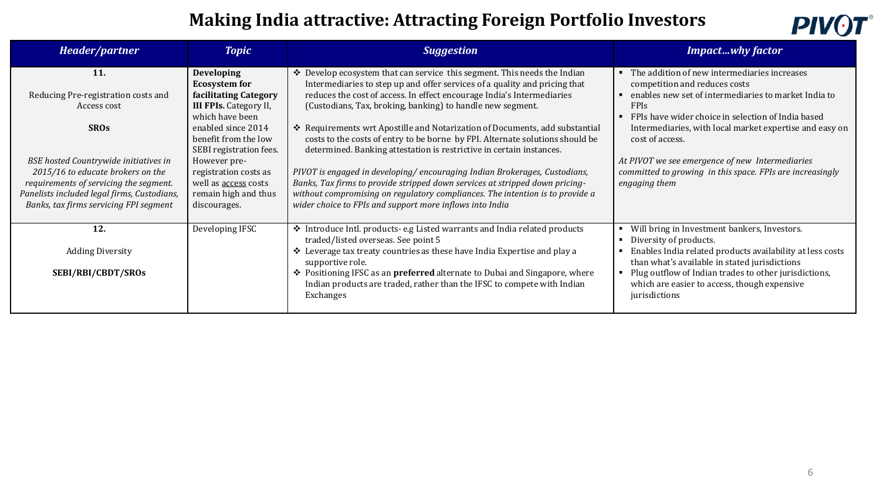# Making India attractive: Attracting Foreign Portfolio Investors

| *Header/partner* | *Topic* | *Suggestion* | *Impact…why factor* |
|---|---|---|---|
| **11.**<br><br>Reducing Pre-registration costs and Access cost<br><br>**SROs**<br><br>*BSE hosted Countrywide initiatives in 2015/16 to educate brokers on the requirements of servicing the segment. Panelists included legal firms, Custodians, Banks, tax firms servicing FPI segment* | **Developing Ecosystem for facilitating Category III FPIs.** Category II, which have been enabled since 2014 benefit from the low SEBI registration fees. However pre-registration costs as well as access costs remain high and thus discourages. | ❖ Develop ecosystem that can service this segment. This needs the Indian Intermediaries to step up and offer services of a quality and pricing that reduces the cost of access. In effect encourage India's Intermediaries (Custodians, Tax, broking, banking) to handle new segment.<br><br>❖ Requirements wrt Apostille and Notarization of Documents, add substantial costs to the costs of entry to be borne by FPI. Alternate solutions should be determined. Banking attestation is restrictive in certain instances.<br><br>*PIVOT is engaged in developing/ encouraging Indian Brokerages, Custodians, Banks, Tax firms to provide stripped down services at stripped down pricing- without compromising on regulatory compliances. The intention is to provide a wider choice to FPIs and support more inflows into India* | ▪ The addition of new intermediaries increases competition and reduces costs<br>▪ enables new set of intermediaries to market India to FPIs<br>▪ FPIs have wider choice in selection of India based Intermediaries, with local market expertise and easy on cost of access.<br><br>*At PIVOT we see emergence of new Intermediaries committed to growing in this space. FPIs are increasingly engaging them* |
| **12.**<br><br>Adding Diversity<br><br>**SEBI/RBI/CBDT/SROs** | Developing IFSC | ❖ Introduce Intl. products- e.g Listed warrants and India related products traded/listed overseas. See point 5<br>❖ Leverage tax treaty countries as these have India Expertise and play a supportive role.<br>❖ Positioning IFSC as an **preferred** alternate to Dubai and Singapore, where Indian products are traded, rather than the IFSC to compete with Indian Exchanges | ▪ Will bring in Investment bankers, Investors.<br>▪ Diversity of products.<br>▪ Enables India related products availability at less costs than what's available in stated jurisdictions<br>▪ Plug outflow of Indian trades to other jurisdictions, which are easier to access, though expensive jurisdictions |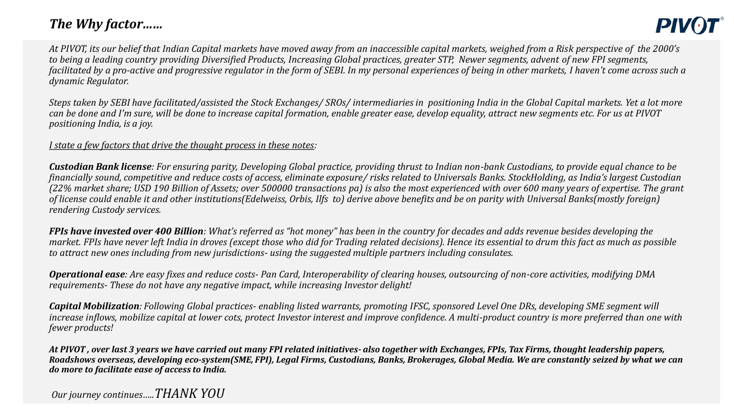## *The Why factor……*

*At PIVOT, its our belief that Indian Capital markets have moved away from an inaccessible capital markets, weighed from a Risk perspective of the 2000's to being a leading country providing Diversified Products, Increasing Global practices, greater STP, Newer segments, advent of new FPI segments, facilitated by a pro-active and progressive regulator in the form of SEBI. In my personal experiences of being in other markets, I haven't come across such a dynamic Regulator.*

*Steps taken by SEBI have facilitated/assisted the Stock Exchanges/ SROs/ intermediaries in positioning India in the Global Capital markets. Yet a lot more can be done and I'm sure, will be done to increase capital formation, enable greater ease, develop equality, attract new segments etc. For us at PIVOT positioning India, is a joy.*

<u>*I state a few factors that drive the thought process in these notes*</u>*:*

***Custodian Bank license**: For ensuring parity, Developing Global practice, providing thrust to Indian non-bank Custodians, to provide equal chance to be financially sound, competitive and reduce costs of access, eliminate exposure/ risks related to Universals Banks. StockHolding, as India's largest Custodian (22% market share; USD 190 Billion of Assets; over 500000 transactions pa) is also the most experienced with over 600 many years of expertise. The grant of license could enable it and other institutions(Edelweiss, Orbis, Ilfs to) derive above benefits and be on parity with Universal Banks(mostly foreign) rendering Custody services.*

***FPIs have invested over 400 Billion**: What's referred as "hot money" has been in the country for decades and adds revenue besides developing the market. FPIs have never left India in droves (except those who did for Trading related decisions). Hence its essential to drum this fact as much as possible to attract new ones including from new jurisdictions- using the suggested multiple partners including consulates.*

***Operational ease**: Are easy fixes and reduce costs- Pan Card, Interoperability of clearing houses, outsourcing of non-core activities, modifying DMA requirements- These do not have any negative impact, while increasing Investor delight!*

***Capital Mobilization**: Following Global practices- enabling listed warrants, promoting IFSC, sponsored Level One DRs, developing SME segment will increase inflows, mobilize capital at lower cots, protect Investor interest and improve confidence. A multi-product country is more preferred than one with fewer products!*

***At PIVOT , over last 3 years we have carried out many FPI related initiatives- also together with Exchanges, FPIs, Tax Firms, thought leadership papers, Roadshows overseas, developing eco-system(SME, FPI), Legal Firms, Custodians, Banks, Brokerages, Global Media. We are constantly seized by what we can do more to facilitate ease of access to India.***

*Our journey continues…..THANK YOU*